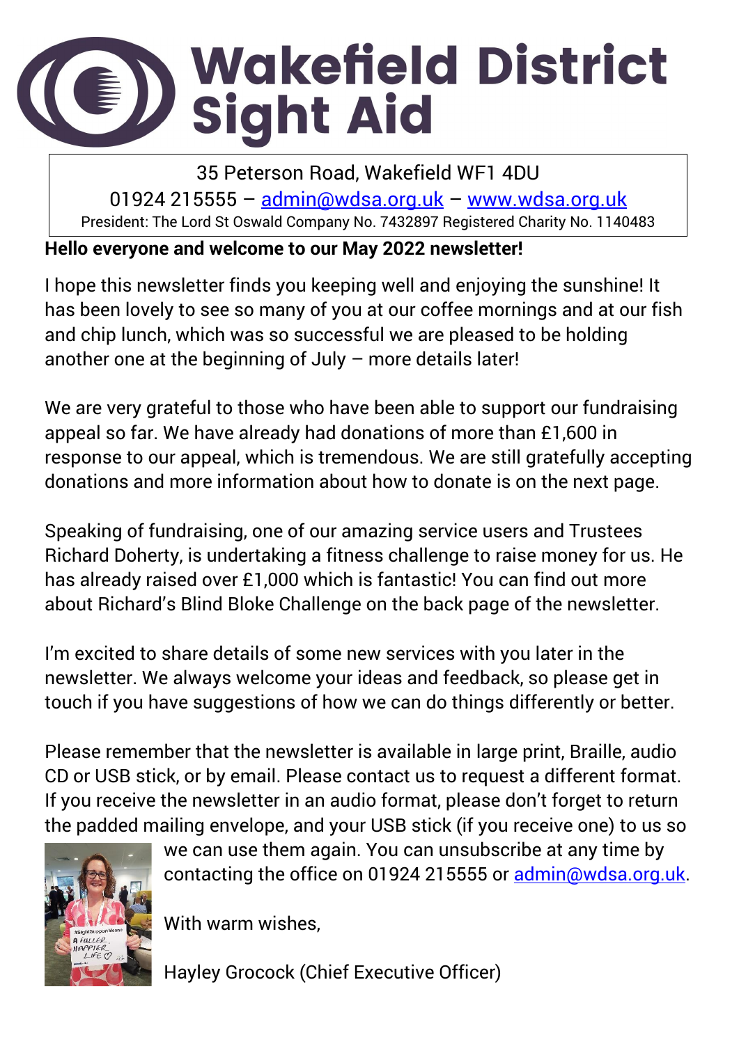# Wakefield District Sight Aid

35 Peterson Road, Wakefield WF1 4DU

01924 215555 – admin@wdsa.org.uk – www.wdsa.org.uk

President: The Lord St Oswald Company No. 7432897 Registered Charity No. 1140483

**Hello everyone and welcome to our May 2022 newsletter!**

I hope this newsletter finds you keeping well and enjoying the sunshine! It has been lovely to see so many of you at our coffee mornings and at our fish and chip lunch, which was so successful we are pleased to be holding another one at the beginning of July – more details later!

We are very grateful to those who have been able to support our fundraising appeal so far. We have already had donations of more than £1,600 in response to our appeal, which is tremendous. We are still gratefully accepting donations and more information about how to donate is on the next page.

Speaking of fundraising, one of our amazing service users and Trustees Richard Doherty, is undertaking a fitness challenge to raise money for us. He has already raised over £1,000 which is fantastic! You can find out more about Richard's Blind Bloke Challenge on the back page of the newsletter.

I'm excited to share details of some new services with you later in the newsletter. We always welcome your ideas and feedback, so please get in touch if you have suggestions of how we can do things differently or better.

Please remember that the newsletter is available in large print, Braille, audio CD or USB stick, or by email. Please contact us to request a different format. If you receive the newsletter in an audio format, please don't forget to return the padded mailing envelope, and your USB stick (if you receive one) to us so we can use them again. You can unsubscribe at any time by contacting the office on 01924 215555 or admin@wdsa.org.uk.

With warm wishes,

Hayley Grocock (Chief Executive Officer)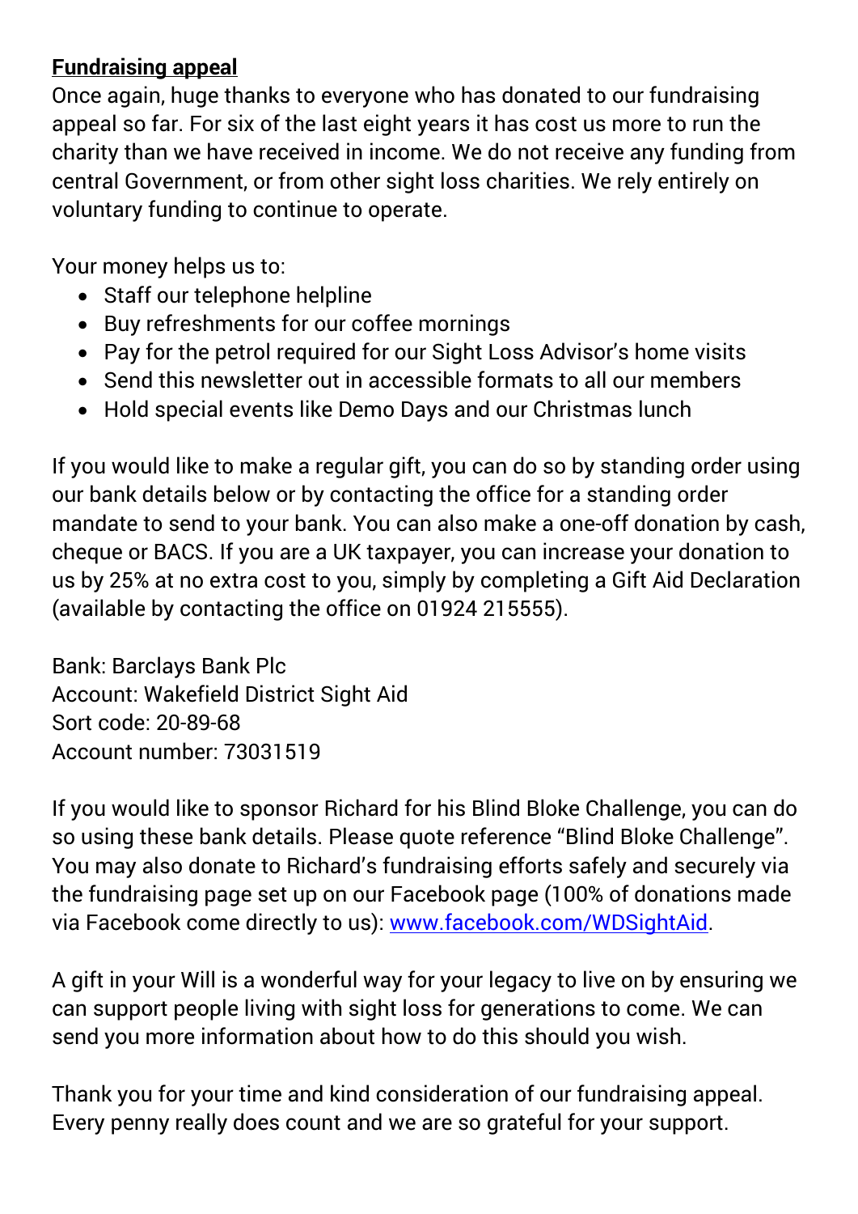## **Fundraising appeal**

Once again, huge thanks to everyone who has donated to our fundraising appeal so far. For six of the last eight years it has cost us more to run the charity than we have received in income. We do not receive any funding from central Government, or from other sight loss charities. We rely entirely on voluntary funding to continue to operate.

Your money helps us to:

- Staff our telephone helpline
- Buy refreshments for our coffee mornings
- Pay for the petrol required for our Sight Loss Advisor's home visits
- Send this newsletter out in accessible formats to all our members
- Hold special events like Demo Days and our Christmas lunch

If you would like to make a regular gift, you can do so by standing order using our bank details below or by contacting the office for a standing order mandate to send to your bank. You can also make a one-off donation by cash, cheque or BACS. If you are a UK taxpayer, you can increase your donation to us by 25% at no extra cost to you, simply by completing a Gift Aid Declaration (available by contacting the office on 01924 215555).

Bank: Barclays Bank Plc
Account: Wakefield District Sight Aid
Sort code: 20-89-68
Account number: 73031519

If you would like to sponsor Richard for his Blind Bloke Challenge, you can do so using these bank details. Please quote reference "Blind Bloke Challenge". You may also donate to Richard's fundraising efforts safely and securely via the fundraising page set up on our Facebook page (100% of donations made via Facebook come directly to us): [www.facebook.com/WDSightAid](http://www.facebook.com/WDSightAid).

A gift in your Will is a wonderful way for your legacy to live on by ensuring we can support people living with sight loss for generations to come. We can send you more information about how to do this should you wish.

Thank you for your time and kind consideration of our fundraising appeal. Every penny really does count and we are so grateful for your support.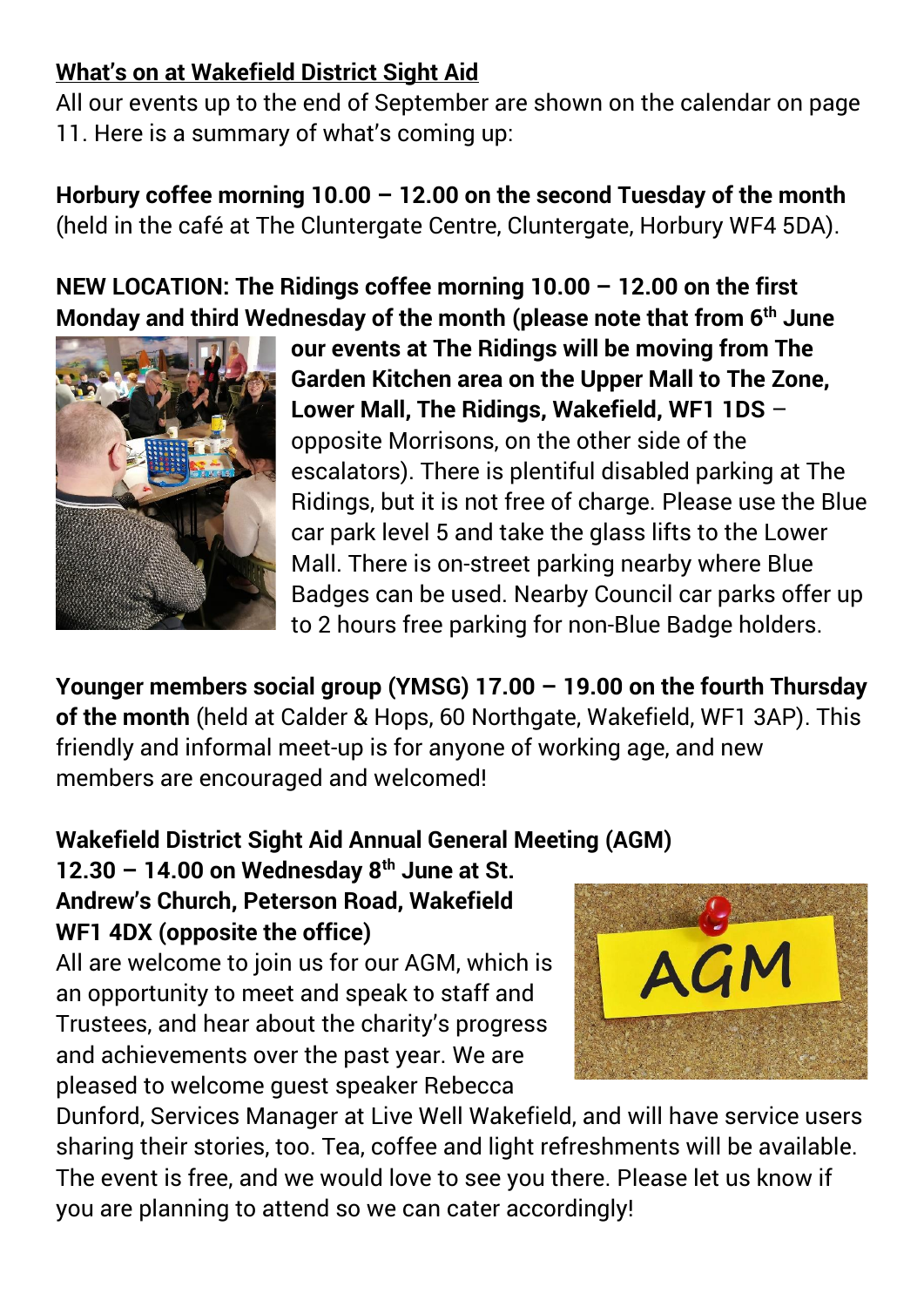**What's on at Wakefield District Sight Aid**

All our events up to the end of September are shown on the calendar on page 11. Here is a summary of what's coming up:

**Horbury coffee morning 10.00 – 12.00 on the second Tuesday of the month** (held in the café at The Cluntergate Centre, Cluntergate, Horbury WF4 5DA).

**NEW LOCATION: The Ridings coffee morning 10.00 – 12.00 on the first Monday and third Wednesday of the month (please note that from 6th June our events at The Ridings will be moving from The Garden Kitchen area on the Upper Mall to The Zone, Lower Mall, The Ridings, Wakefield, WF1 1DS** – opposite Morrisons, on the other side of the escalators). There is plentiful disabled parking at The Ridings, but it is not free of charge. Please use the Blue car park level 5 and take the glass lifts to the Lower Mall. There is on-street parking nearby where Blue Badges can be used. Nearby Council car parks offer up to 2 hours free parking for non-Blue Badge holders.

**Younger members social group (YMSG) 17.00 – 19.00 on the fourth Thursday of the month** (held at Calder & Hops, 60 Northgate, Wakefield, WF1 3AP). This friendly and informal meet-up is for anyone of working age, and new members are encouraged and welcomed!

**Wakefield District Sight Aid Annual General Meeting (AGM) 12.30 – 14.00 on Wednesday 8th June at St. Andrew's Church, Peterson Road, Wakefield WF1 4DX (opposite the office)**

All are welcome to join us for our AGM, which is an opportunity to meet and speak to staff and Trustees, and hear about the charity's progress and achievements over the past year. We are pleased to welcome guest speaker Rebecca Dunford, Services Manager at Live Well Wakefield, and will have service users sharing their stories, too. Tea, coffee and light refreshments will be available. The event is free, and we would love to see you there. Please let us know if you are planning to attend so we can cater accordingly!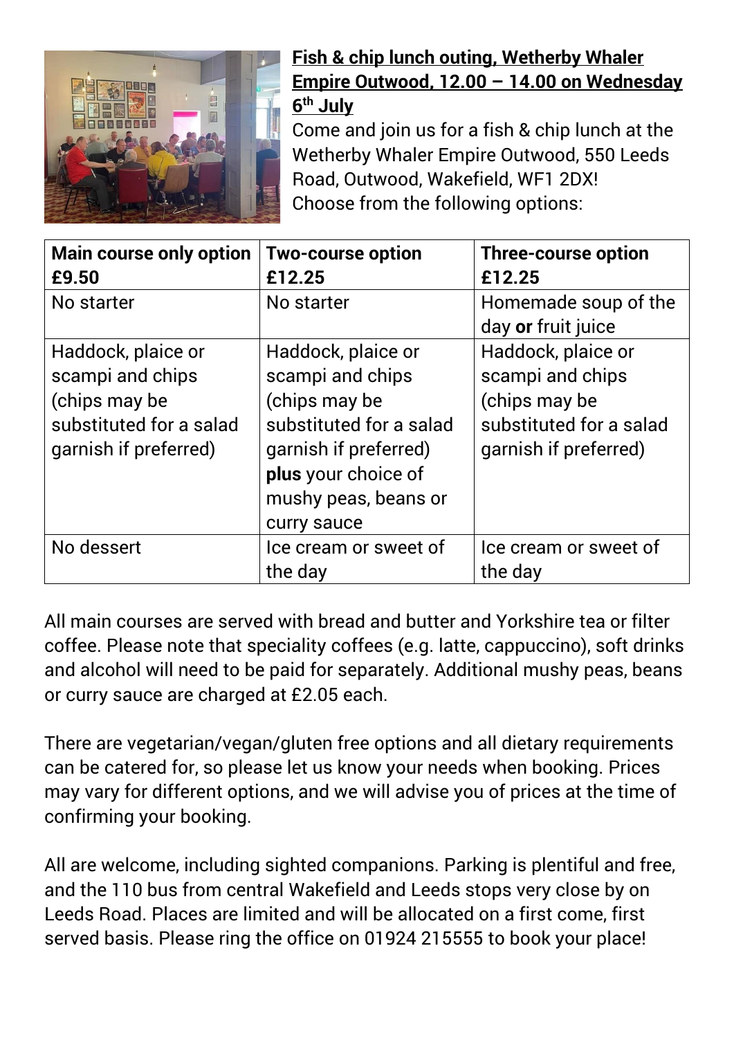**Fish & chip lunch outing, Wetherby Whaler Empire Outwood, 12.00 – 14.00 on Wednesday 6th July**

Come and join us for a fish & chip lunch at the Wetherby Whaler Empire Outwood, 550 Leeds Road, Outwood, Wakefield, WF1 2DX! Choose from the following options:

| Main course only option £9.50 | Two-course option £12.25 | Three-course option £12.25 |
|---|---|---|
| No starter | No starter | Homemade soup of the day **or** fruit juice |
| Haddock, plaice or scampi and chips (chips may be substituted for a salad garnish if preferred) | Haddock, plaice or scampi and chips (chips may be substituted for a salad garnish if preferred) **plus** your choice of mushy peas, beans or curry sauce | Haddock, plaice or scampi and chips (chips may be substituted for a salad garnish if preferred) |
| No dessert | Ice cream or sweet of the day | Ice cream or sweet of the day |

All main courses are served with bread and butter and Yorkshire tea or filter coffee. Please note that speciality coffees (e.g. latte, cappuccino), soft drinks and alcohol will need to be paid for separately. Additional mushy peas, beans or curry sauce are charged at £2.05 each.

There are vegetarian/vegan/gluten free options and all dietary requirements can be catered for, so please let us know your needs when booking. Prices may vary for different options, and we will advise you of prices at the time of confirming your booking.

All are welcome, including sighted companions. Parking is plentiful and free, and the 110 bus from central Wakefield and Leeds stops very close by on Leeds Road. Places are limited and will be allocated on a first come, first served basis. Please ring the office on 01924 215555 to book your place!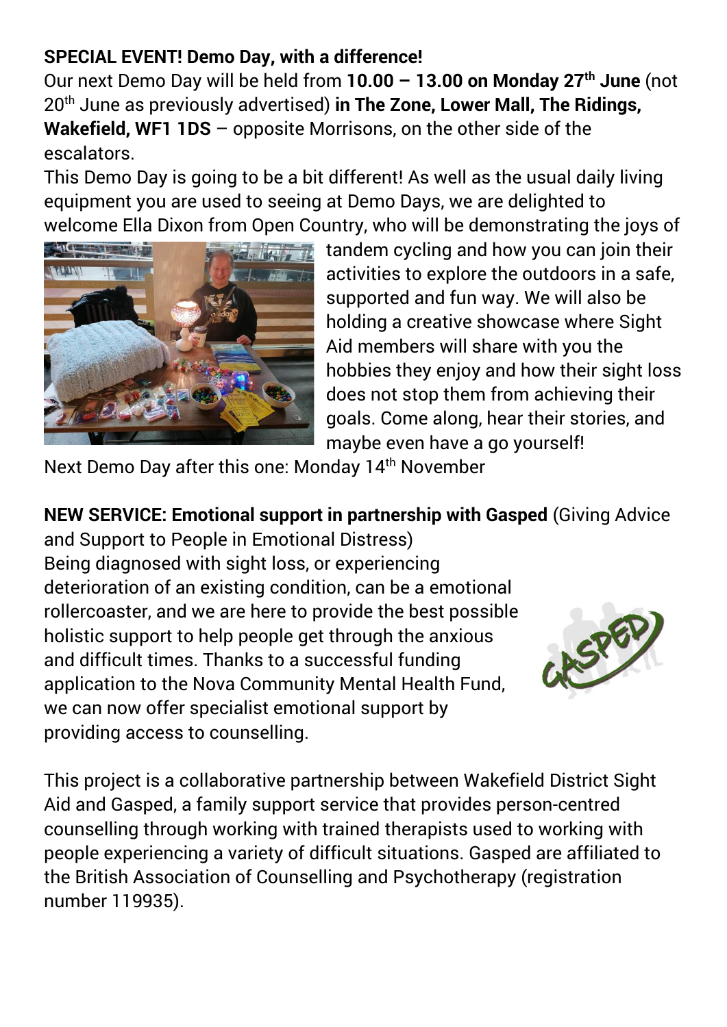**SPECIAL EVENT! Demo Day, with a difference!**

Our next Demo Day will be held from **10.00 – 13.00 on Monday 27th June** (not 20th June as previously advertised) **in The Zone, Lower Mall, The Ridings, Wakefield, WF1 1DS** – opposite Morrisons, on the other side of the escalators.

This Demo Day is going to be a bit different! As well as the usual daily living equipment you are used to seeing at Demo Days, we are delighted to welcome Ella Dixon from Open Country, who will be demonstrating the joys of tandem cycling and how you can join their activities to explore the outdoors in a safe, supported and fun way. We will also be holding a creative showcase where Sight Aid members will share with you the hobbies they enjoy and how their sight loss does not stop them from achieving their goals. Come along, hear their stories, and maybe even have a go yourself!

Next Demo Day after this one: Monday 14th November

**NEW SERVICE: Emotional support in partnership with Gasped** (Giving Advice and Support to People in Emotional Distress)

Being diagnosed with sight loss, or experiencing deterioration of an existing condition, can be a emotional rollercoaster, and we are here to provide the best possible holistic support to help people get through the anxious and difficult times. Thanks to a successful funding application to the Nova Community Mental Health Fund, we can now offer specialist emotional support by providing access to counselling.

This project is a collaborative partnership between Wakefield District Sight Aid and Gasped, a family support service that provides person-centred counselling through working with trained therapists used to working with people experiencing a variety of difficult situations. Gasped are affiliated to the British Association of Counselling and Psychotherapy (registration number 119935).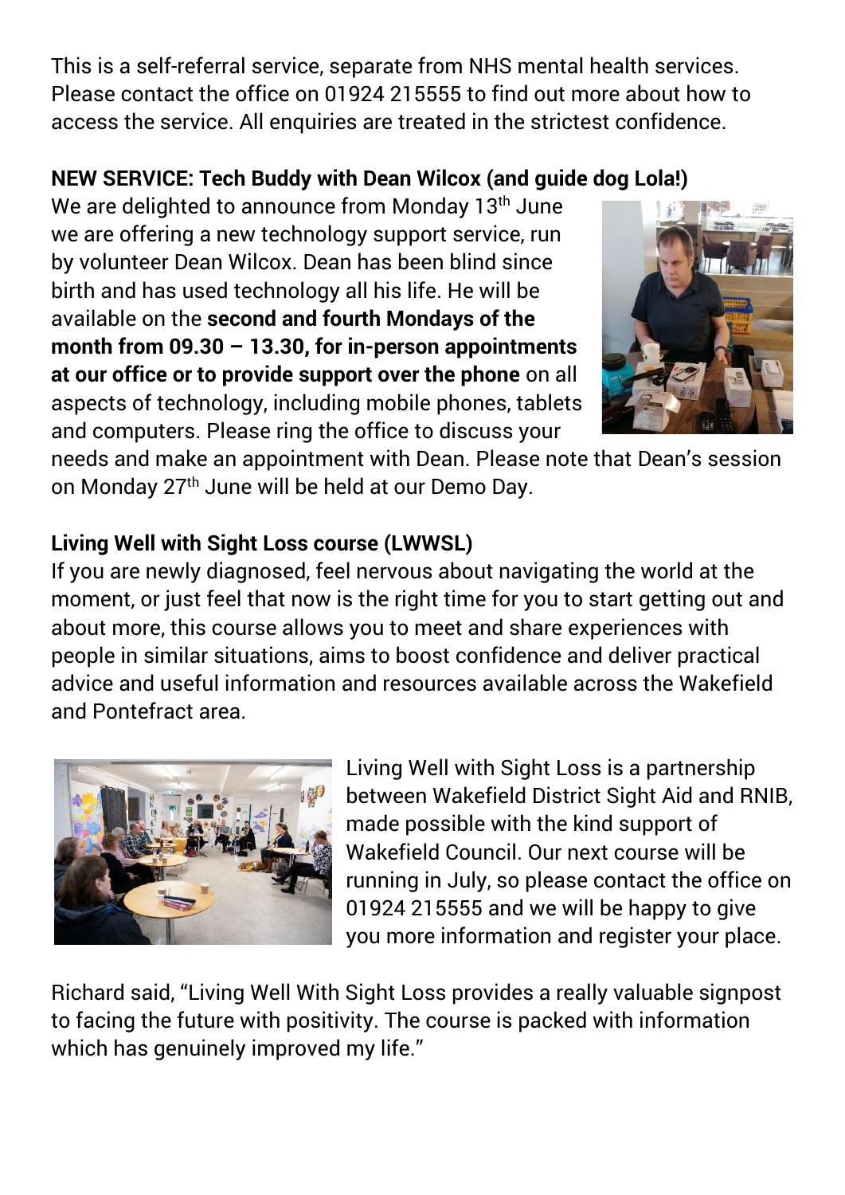This is a self-referral service, separate from NHS mental health services. Please contact the office on 01924 215555 to find out more about how to access the service. All enquiries are treated in the strictest confidence.

**NEW SERVICE: Tech Buddy with Dean Wilcox (and guide dog Lola!)**

We are delighted to announce from Monday 13th June we are offering a new technology support service, run by volunteer Dean Wilcox. Dean has been blind since birth and has used technology all his life. He will be available on the **second and fourth Mondays of the month from 09.30 – 13.30, for in-person appointments at our office or to provide support over the phone** on all aspects of technology, including mobile phones, tablets and computers. Please ring the office to discuss your needs and make an appointment with Dean. Please note that Dean's session on Monday 27th June will be held at our Demo Day.

**Living Well with Sight Loss course (LWWSL)**

If you are newly diagnosed, feel nervous about navigating the world at the moment, or just feel that now is the right time for you to start getting out and about more, this course allows you to meet and share experiences with people in similar situations, aims to boost confidence and deliver practical advice and useful information and resources available across the Wakefield and Pontefract area.

Living Well with Sight Loss is a partnership between Wakefield District Sight Aid and RNIB, made possible with the kind support of Wakefield Council. Our next course will be running in July, so please contact the office on 01924 215555 and we will be happy to give you more information and register your place.

Richard said, "Living Well With Sight Loss provides a really valuable signpost to facing the future with positivity. The course is packed with information which has genuinely improved my life."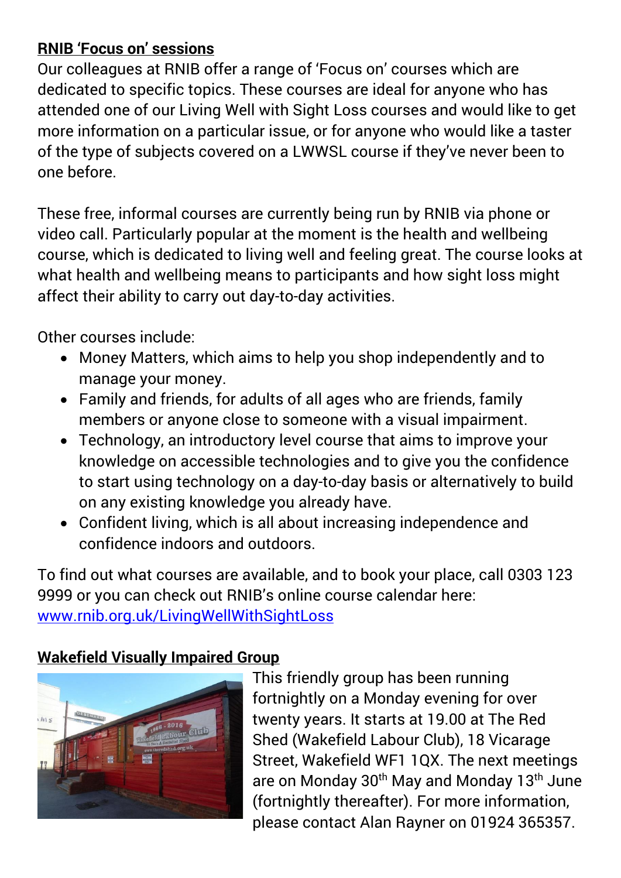## RNIB 'Focus on' sessions

Our colleagues at RNIB offer a range of 'Focus on' courses which are dedicated to specific topics. These courses are ideal for anyone who has attended one of our Living Well with Sight Loss courses and would like to get more information on a particular issue, or for anyone who would like a taster of the type of subjects covered on a LWWSL course if they've never been to one before.

These free, informal courses are currently being run by RNIB via phone or video call. Particularly popular at the moment is the health and wellbeing course, which is dedicated to living well and feeling great. The course looks at what health and wellbeing means to participants and how sight loss might affect their ability to carry out day-to-day activities.

Other courses include:

- Money Matters, which aims to help you shop independently and to manage your money.
- Family and friends, for adults of all ages who are friends, family members or anyone close to someone with a visual impairment.
- Technology, an introductory level course that aims to improve your knowledge on accessible technologies and to give you the confidence to start using technology on a day-to-day basis or alternatively to build on any existing knowledge you already have.
- Confident living, which is all about increasing independence and confidence indoors and outdoors.

To find out what courses are available, and to book your place, call 0303 123 9999 or you can check out RNIB's online course calendar here: www.rnib.org.uk/LivingWellWithSightLoss

## Wakefield Visually Impaired Group

This friendly group has been running fortnightly on a Monday evening for over twenty years. It starts at 19.00 at The Red Shed (Wakefield Labour Club), 18 Vicarage Street, Wakefield WF1 1QX. The next meetings are on Monday 30th May and Monday 13th June (fortnightly thereafter). For more information, please contact Alan Rayner on 01924 365357.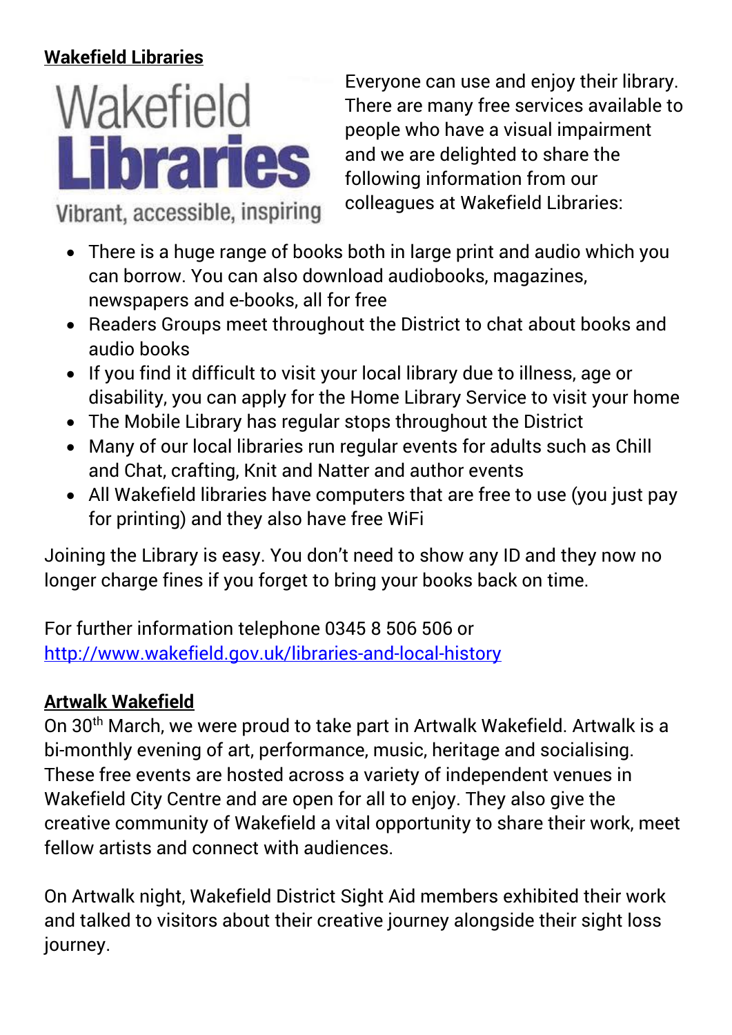**Wakefield Libraries**

Wakefield Libraries
Vibrant, accessible, inspiring

Everyone can use and enjoy their library. There are many free services available to people who have a visual impairment and we are delighted to share the following information from our colleagues at Wakefield Libraries:

- There is a huge range of books both in large print and audio which you can borrow. You can also download audiobooks, magazines, newspapers and e-books, all for free
- Readers Groups meet throughout the District to chat about books and audio books
- If you find it difficult to visit your local library due to illness, age or disability, you can apply for the Home Library Service to visit your home
- The Mobile Library has regular stops throughout the District
- Many of our local libraries run regular events for adults such as Chill and Chat, crafting, Knit and Natter and author events
- All Wakefield libraries have computers that are free to use (you just pay for printing) and they also have free WiFi

Joining the Library is easy. You don't need to show any ID and they now no longer charge fines if you forget to bring your books back on time.

For further information telephone 0345 8 506 506 or [http://www.wakefield.gov.uk/libraries-and-local-history](http://www.wakefield.gov.uk/libraries-and-local-history)

**Artwalk Wakefield**

On 30th March, we were proud to take part in Artwalk Wakefield. Artwalk is a bi-monthly evening of art, performance, music, heritage and socialising. These free events are hosted across a variety of independent venues in Wakefield City Centre and are open for all to enjoy. They also give the creative community of Wakefield a vital opportunity to share their work, meet fellow artists and connect with audiences.

On Artwalk night, Wakefield District Sight Aid members exhibited their work and talked to visitors about their creative journey alongside their sight loss journey.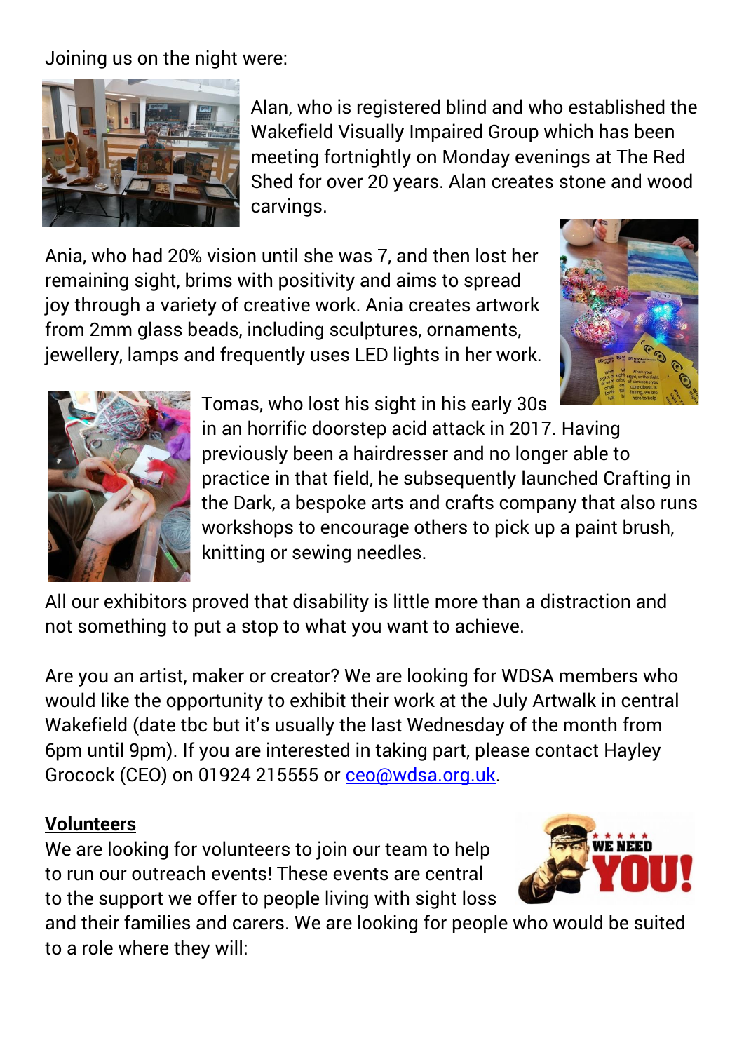Joining us on the night were:

Alan, who is registered blind and who established the Wakefield Visually Impaired Group which has been meeting fortnightly on Monday evenings at The Red Shed for over 20 years. Alan creates stone and wood carvings.

Ania, who had 20% vision until she was 7, and then lost her remaining sight, brims with positivity and aims to spread joy through a variety of creative work. Ania creates artwork from 2mm glass beads, including sculptures, ornaments, jewellery, lamps and frequently uses LED lights in her work.

Tomas, who lost his sight in his early 30s in an horrific doorstep acid attack in 2017. Having previously been a hairdresser and no longer able to practice in that field, he subsequently launched Crafting in the Dark, a bespoke arts and crafts company that also runs workshops to encourage others to pick up a paint brush, knitting or sewing needles.

All our exhibitors proved that disability is little more than a distraction and not something to put a stop to what you want to achieve.

Are you an artist, maker or creator? We are looking for WDSA members who would like the opportunity to exhibit their work at the July Artwalk in central Wakefield (date tbc but it's usually the last Wednesday of the month from 6pm until 9pm). If you are interested in taking part, please contact Hayley Grocock (CEO) on 01924 215555 or ceo@wdsa.org.uk.

**Volunteers**

We are looking for volunteers to join our team to help to run our outreach events! These events are central to the support we offer to people living with sight loss and their families and carers. We are looking for people who would be suited to a role where they will: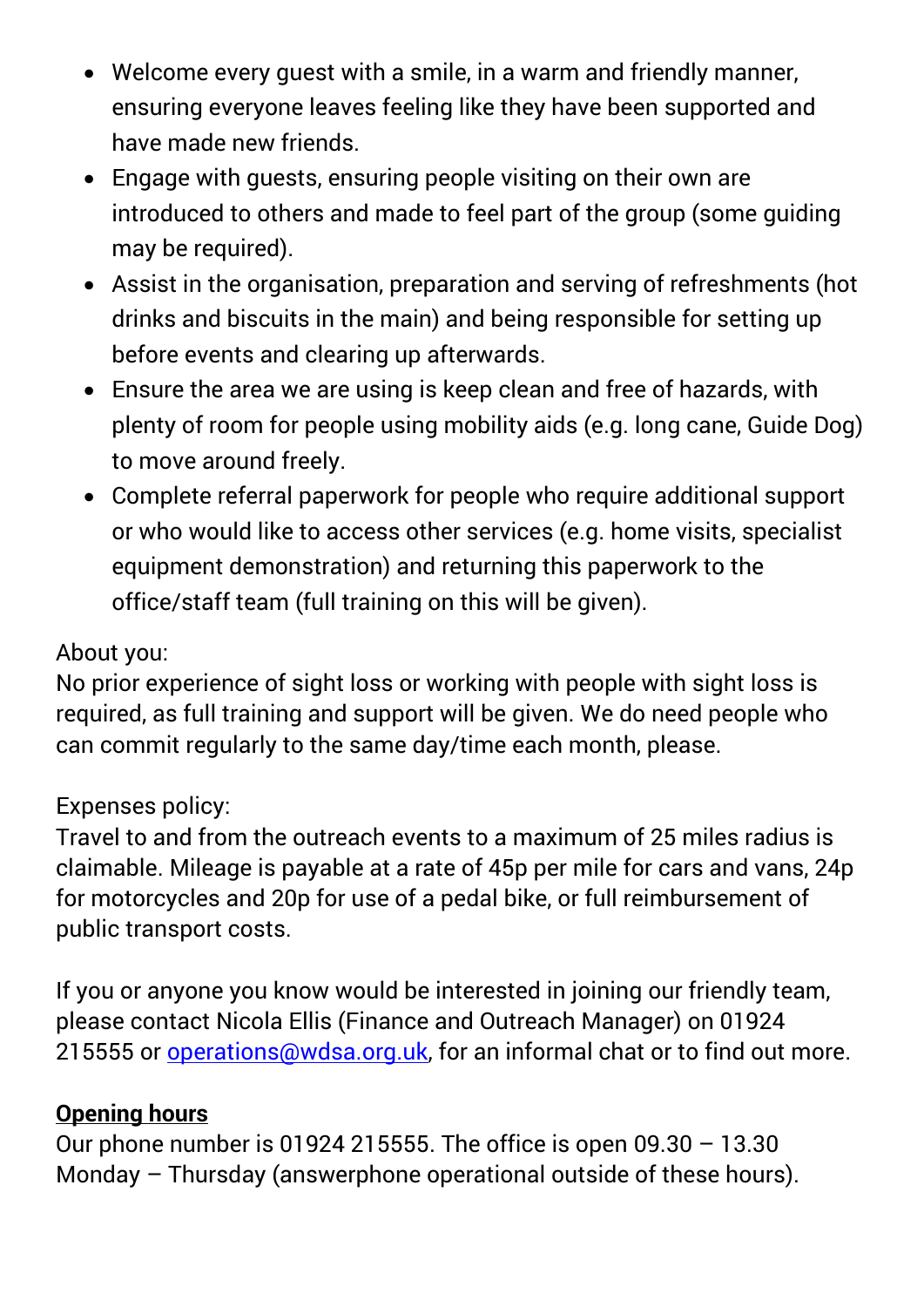- Welcome every guest with a smile, in a warm and friendly manner, ensuring everyone leaves feeling like they have been supported and have made new friends.
- Engage with guests, ensuring people visiting on their own are introduced to others and made to feel part of the group (some guiding may be required).
- Assist in the organisation, preparation and serving of refreshments (hot drinks and biscuits in the main) and being responsible for setting up before events and clearing up afterwards.
- Ensure the area we are using is keep clean and free of hazards, with plenty of room for people using mobility aids (e.g. long cane, Guide Dog) to move around freely.
- Complete referral paperwork for people who require additional support or who would like to access other services (e.g. home visits, specialist equipment demonstration) and returning this paperwork to the office/staff team (full training on this will be given).

About you:
No prior experience of sight loss or working with people with sight loss is required, as full training and support will be given. We do need people who can commit regularly to the same day/time each month, please.

Expenses policy:
Travel to and from the outreach events to a maximum of 25 miles radius is claimable. Mileage is payable at a rate of 45p per mile for cars and vans, 24p for motorcycles and 20p for use of a pedal bike, or full reimbursement of public transport costs.

If you or anyone you know would be interested in joining our friendly team, please contact Nicola Ellis (Finance and Outreach Manager) on 01924 215555 or operations@wdsa.org.uk, for an informal chat or to find out more.

**Opening hours**

Our phone number is 01924 215555. The office is open 09.30 – 13.30 Monday – Thursday (answerphone operational outside of these hours).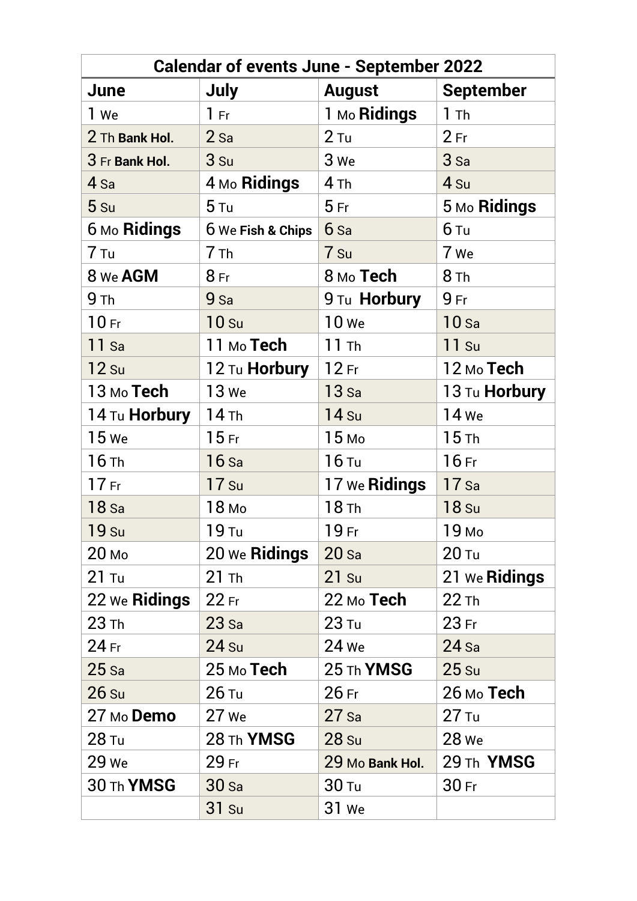| Calendar of events June - September 2022 | | | |
|---|---|---|---|
| **June** | **July** | **August** | **September** |
| 1 We | 1 Fr | 1 Mo **Ridings** | 1 Th |
| 2 Th **Bank Hol.** | 2 Sa | 2 Tu | 2 Fr |
| 3 Fr **Bank Hol.** | 3 Su | 3 We | 3 Sa |
| 4 Sa | 4 Mo **Ridings** | 4 Th | 4 Su |
| 5 Su | 5 Tu | 5 Fr | 5 Mo **Ridings** |
| 6 Mo **Ridings** | 6 We **Fish & Chips** | 6 Sa | 6 Tu |
| 7 Tu | 7 Th | 7 Su | 7 We |
| 8 We **AGM** | 8 Fr | 8 Mo **Tech** | 8 Th |
| 9 Th | 9 Sa | 9 Tu **Horbury** | 9 Fr |
| 10 Fr | 10 Su | 10 We | 10 Sa |
| 11 Sa | 11 Mo **Tech** | 11 Th | 11 Su |
| 12 Su | 12 Tu **Horbury** | 12 Fr | 12 Mo **Tech** |
| 13 Mo **Tech** | 13 We | 13 Sa | 13 Tu **Horbury** |
| 14 Tu **Horbury** | 14 Th | 14 Su | 14 We |
| 15 We | 15 Fr | 15 Mo | 15 Th |
| 16 Th | 16 Sa | 16 Tu | 16 Fr |
| 17 Fr | 17 Su | 17 We **Ridings** | 17 Sa |
| 18 Sa | 18 Mo | 18 Th | 18 Su |
| 19 Su | 19 Tu | 19 Fr | 19 Mo |
| 20 Mo | 20 We **Ridings** | 20 Sa | 20 Tu |
| 21 Tu | 21 Th | 21 Su | 21 We **Ridings** |
| 22 We **Ridings** | 22 Fr | 22 Mo **Tech** | 22 Th |
| 23 Th | 23 Sa | 23 Tu | 23 Fr |
| 24 Fr | 24 Su | 24 We | 24 Sa |
| 25 Sa | 25 Mo **Tech** | 25 Th **YMSG** | 25 Su |
| 26 Su | 26 Tu | 26 Fr | 26 Mo **Tech** |
| 27 Mo **Demo** | 27 We | 27 Sa | 27 Tu |
| 28 Tu | 28 Th **YMSG** | 28 Su | 28 We |
| 29 We | 29 Fr | 29 Mo **Bank Hol.** | 29 Th **YMSG** |
| 30 Th **YMSG** | 30 Sa | 30 Tu | 30 Fr |
| | 31 Su | 31 We | |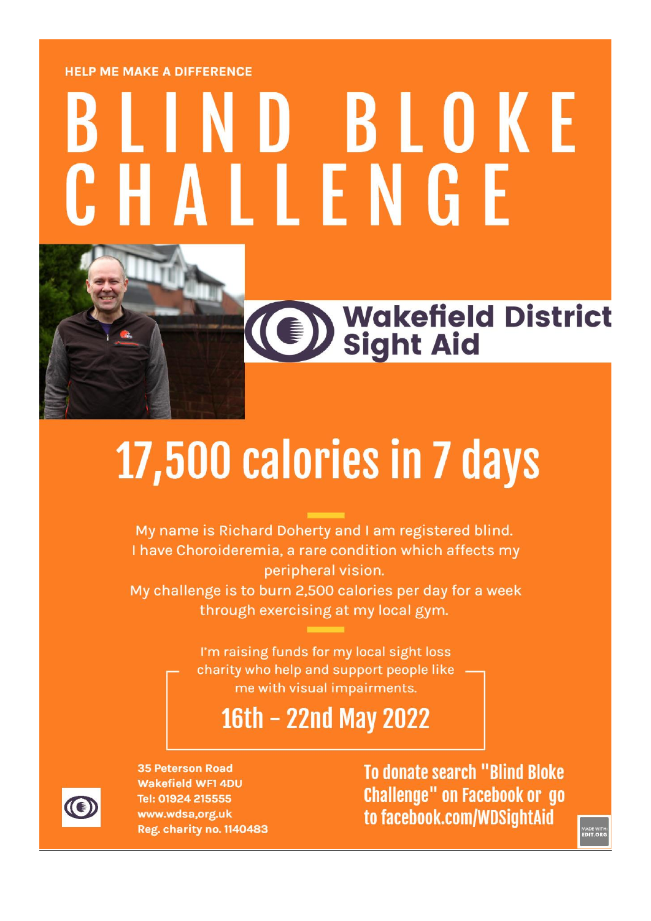HELP ME MAKE A DIFFERENCE

# BLIND BLOKE CHALLENGE

Wakefield District Sight Aid

## 17,500 calories in 7 days

My name is Richard Doherty and I am registered blind.
I have Choroideremia, a rare condition which affects my peripheral vision.
My challenge is to burn 2,500 calories per day for a week through exercising at my local gym.

I'm raising funds for my local sight loss charity who help and support people like me with visual impairments.

## 16th – 22nd May 2022

**35 Peterson Road**
**Wakefield WF1 4DU**
**Tel: 01924 215555**
**www.wdsa,org.uk**
**Reg. charity no. 1140483**

**To donate search "Blind Bloke Challenge" on Facebook or go to facebook.com/WDSightAid**

MADE WITH: EDIT.ORG